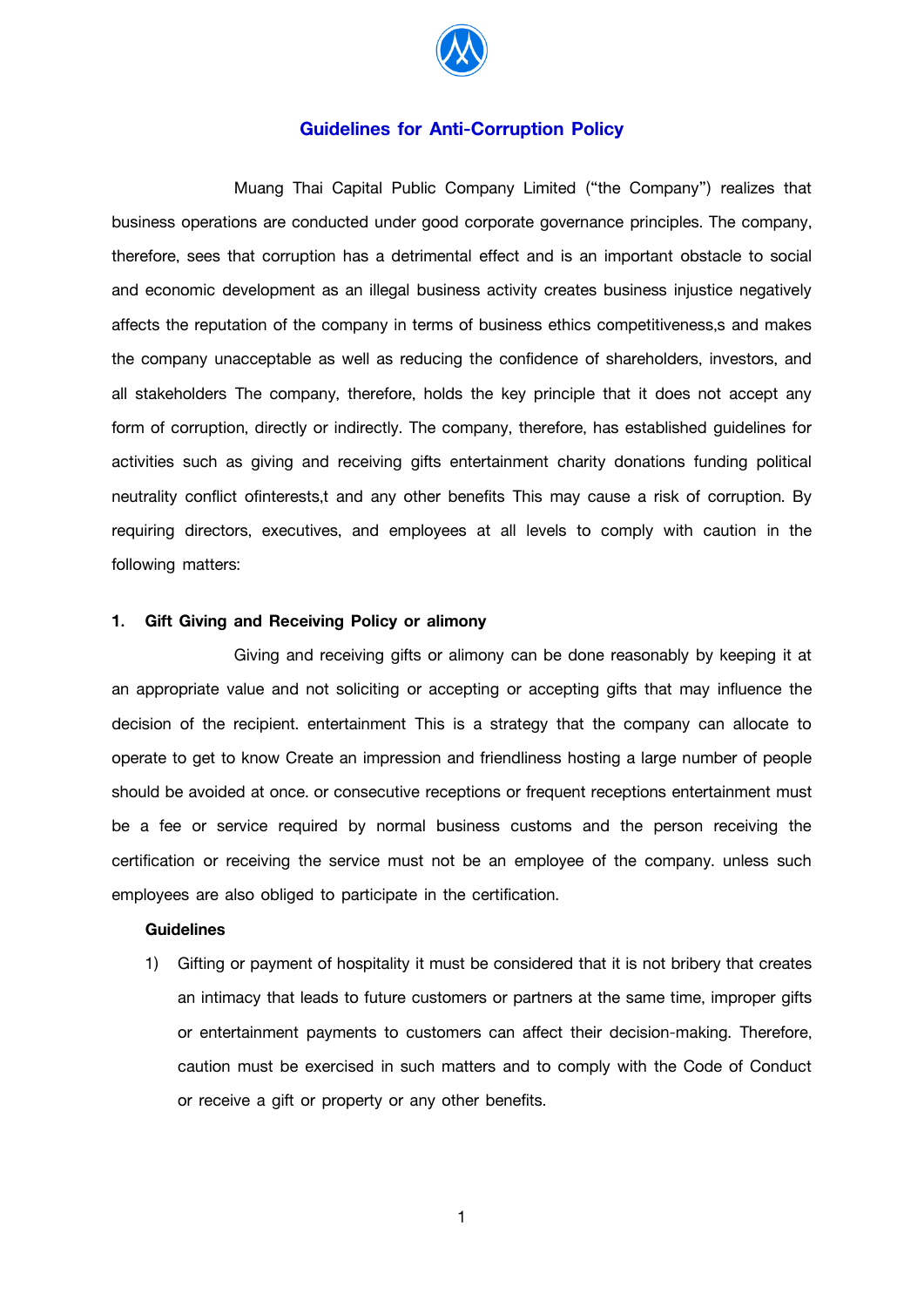# Guidelines for Anti-Corruption Policy

Muang Thai Capital Public Company Limited ("the Company") realizes that business operations are conducted under good corporate governance principles. The company, therefore, sees that corruption has a detrimental effect and is an important obstacle to social and economic development as an illegal business activity creates business injustice negatively affects the reputation of the company in terms of business ethics competitiveness,s and makes the company unacceptable as well as reducing the confidence of shareholders, investors, and all stakeholders The company, therefore, holds the key principle that it does not accept any form of corruption, directly or indirectly. The company, therefore, has established guidelines for activities such as giving and receiving gifts entertainment charity donations funding political neutrality conflict ofinterests,t and any other benefits This may cause a risk of corruption. By requiring directors, executives, and employees at all levels to comply with caution in the following matters:

**1. Gift Giving and Receiving Policy or alimony**

Giving and receiving gifts or alimony can be done reasonably by keeping it at an appropriate value and not soliciting or accepting or accepting gifts that may influence the decision of the recipient. entertainment This is a strategy that the company can allocate to operate to get to know Create an impression and friendliness hosting a large number of people should be avoided at once. or consecutive receptions or frequent receptions entertainment must be a fee or service required by normal business customs and the person receiving the certification or receiving the service must not be an employee of the company. unless such employees are also obliged to participate in the certification.

**Guidelines**

1) Gifting or payment of hospitality it must be considered that it is not bribery that creates an intimacy that leads to future customers or partners at the same time, improper gifts or entertainment payments to customers can affect their decision-making. Therefore, caution must be exercised in such matters and to comply with the Code of Conduct or receive a gift or property or any other benefits.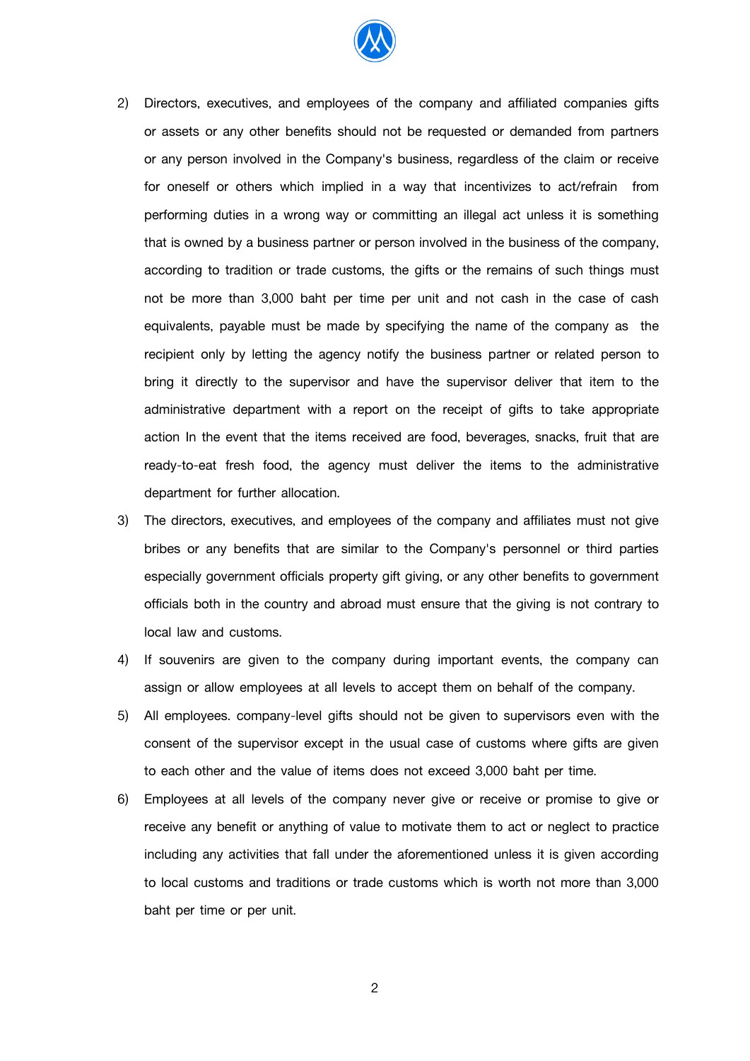2) Directors, executives, and employees of the company and affiliated companies gifts or assets or any other benefits should not be requested or demanded from partners or any person involved in the Company's business, regardless of the claim or receive for oneself or others which implied in a way that incentivizes to act/refrain from performing duties in a wrong way or committing an illegal act unless it is something that is owned by a business partner or person involved in the business of the company, according to tradition or trade customs, the gifts or the remains of such things must not be more than 3,000 baht per time per unit and not cash in the case of cash equivalents, payable must be made by specifying the name of the company as the recipient only by letting the agency notify the business partner or related person to bring it directly to the supervisor and have the supervisor deliver that item to the administrative department with a report on the receipt of gifts to take appropriate action In the event that the items received are food, beverages, snacks, fruit that are ready-to-eat fresh food, the agency must deliver the items to the administrative department for further allocation.
3) The directors, executives, and employees of the company and affiliates must not give bribes or any benefits that are similar to the Company's personnel or third parties especially government officials property gift giving, or any other benefits to government officials both in the country and abroad must ensure that the giving is not contrary to local law and customs.
4) If souvenirs are given to the company during important events, the company can assign or allow employees at all levels to accept them on behalf of the company.
5) All employees. company-level gifts should not be given to supervisors even with the consent of the supervisor except in the usual case of customs where gifts are given to each other and the value of items does not exceed 3,000 baht per time.
6) Employees at all levels of the company never give or receive or promise to give or receive any benefit or anything of value to motivate them to act or neglect to practice including any activities that fall under the aforementioned unless it is given according to local customs and traditions or trade customs which is worth not more than 3,000 baht per time or per unit.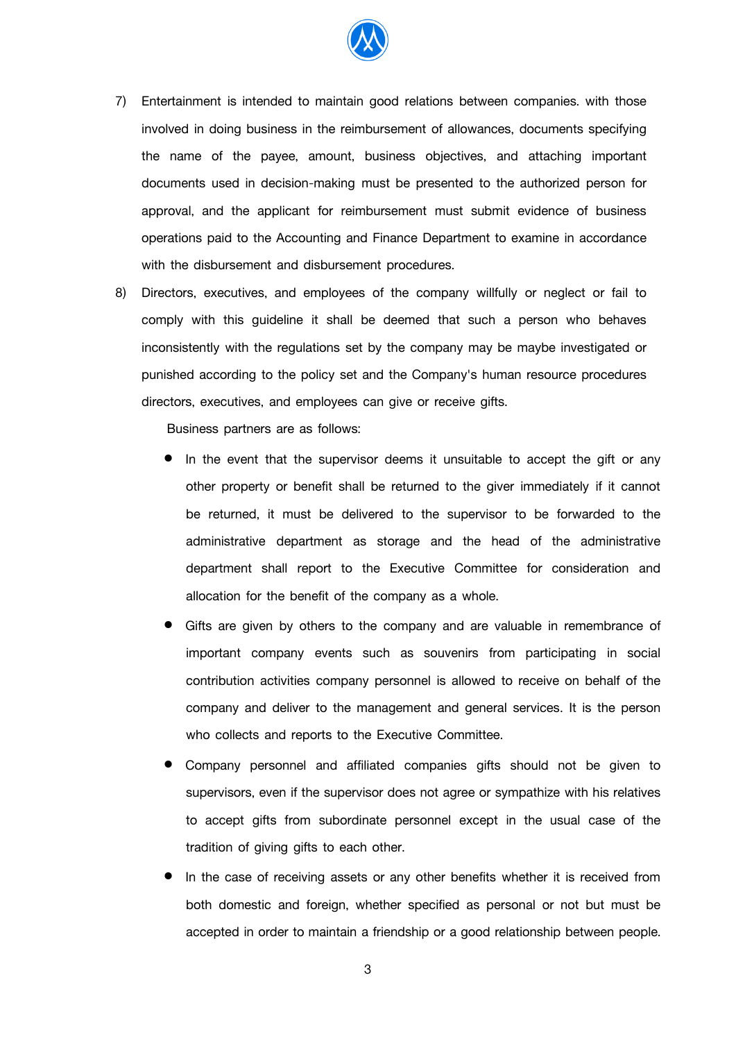7) Entertainment is intended to maintain good relations between companies. with those involved in doing business in the reimbursement of allowances, documents specifying the name of the payee, amount, business objectives, and attaching important documents used in decision-making must be presented to the authorized person for approval, and the applicant for reimbursement must submit evidence of business operations paid to the Accounting and Finance Department to examine in accordance with the disbursement and disbursement procedures.

8) Directors, executives, and employees of the company willfully or neglect or fail to comply with this guideline it shall be deemed that such a person who behaves inconsistently with the regulations set by the company may be maybe investigated or punished according to the policy set and the Company's human resource procedures directors, executives, and employees can give or receive gifts.

   Business partners are as follows:

   - In the event that the supervisor deems it unsuitable to accept the gift or any other property or benefit shall be returned to the giver immediately if it cannot be returned, it must be delivered to the supervisor to be forwarded to the administrative department as storage and the head of the administrative department shall report to the Executive Committee for consideration and allocation for the benefit of the company as a whole.
   - Gifts are given by others to the company and are valuable in remembrance of important company events such as souvenirs from participating in social contribution activities company personnel is allowed to receive on behalf of the company and deliver to the management and general services. It is the person who collects and reports to the Executive Committee.
   - Company personnel and affiliated companies gifts should not be given to supervisors, even if the supervisor does not agree or sympathize with his relatives to accept gifts from subordinate personnel except in the usual case of the tradition of giving gifts to each other.
   - In the case of receiving assets or any other benefits whether it is received from both domestic and foreign, whether specified as personal or not but must be accepted in order to maintain a friendship or a good relationship between people.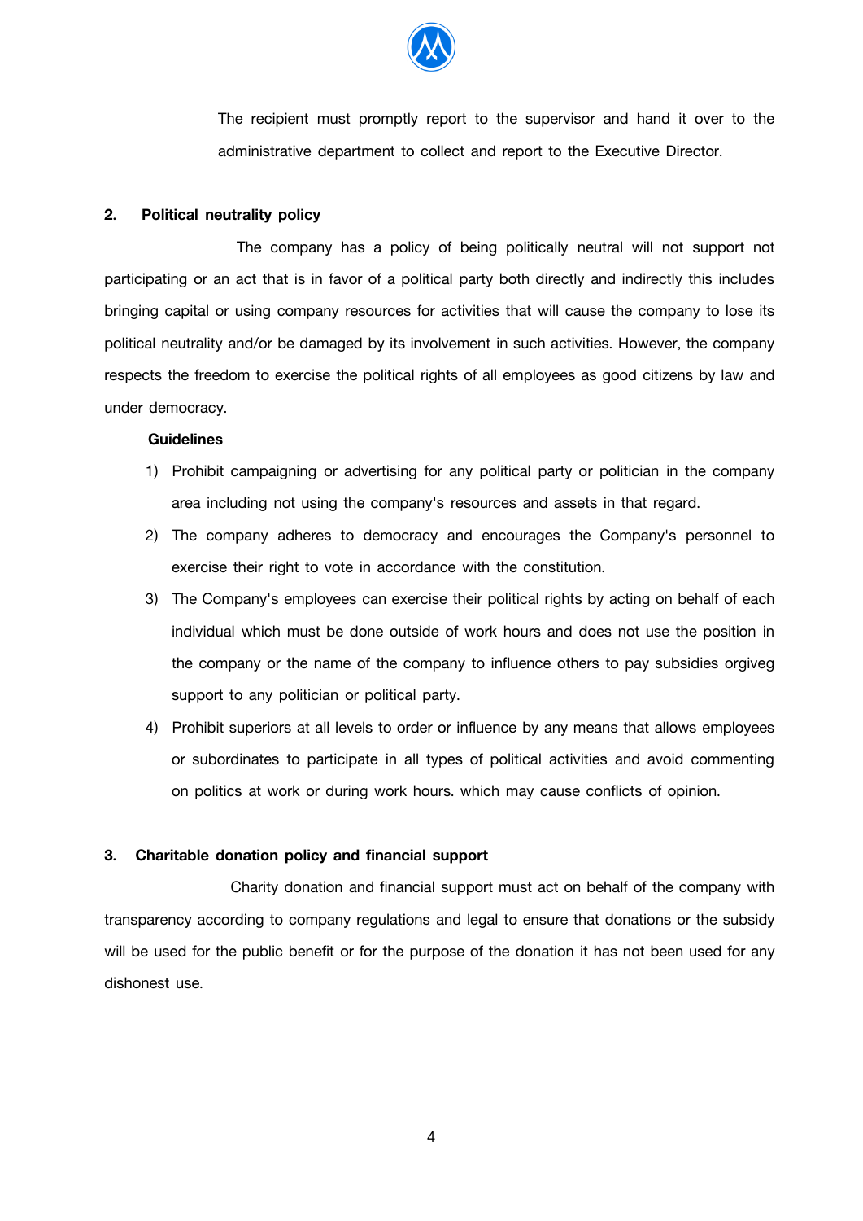The recipient must promptly report to the supervisor and hand it over to the administrative department to collect and report to the Executive Director.

## 2. Political neutrality policy

The company has a policy of being politically neutral will not support not participating or an act that is in favor of a political party both directly and indirectly this includes bringing capital or using company resources for activities that will cause the company to lose its political neutrality and/or be damaged by its involvement in such activities. However, the company respects the freedom to exercise the political rights of all employees as good citizens by law and under democracy.

**Guidelines**

1) Prohibit campaigning or advertising for any political party or politician in the company area including not using the company's resources and assets in that regard.
2) The company adheres to democracy and encourages the Company's personnel to exercise their right to vote in accordance with the constitution.
3) The Company's employees can exercise their political rights by acting on behalf of each individual which must be done outside of work hours and does not use the position in the company or the name of the company to influence others to pay subsidies orgiveg support to any politician or political party.
4) Prohibit superiors at all levels to order or influence by any means that allows employees or subordinates to participate in all types of political activities and avoid commenting on politics at work or during work hours. which may cause conflicts of opinion.

## 3. Charitable donation policy and financial support

Charity donation and financial support must act on behalf of the company with transparency according to company regulations and legal to ensure that donations or the subsidy will be used for the public benefit or for the purpose of the donation it has not been used for any dishonest use.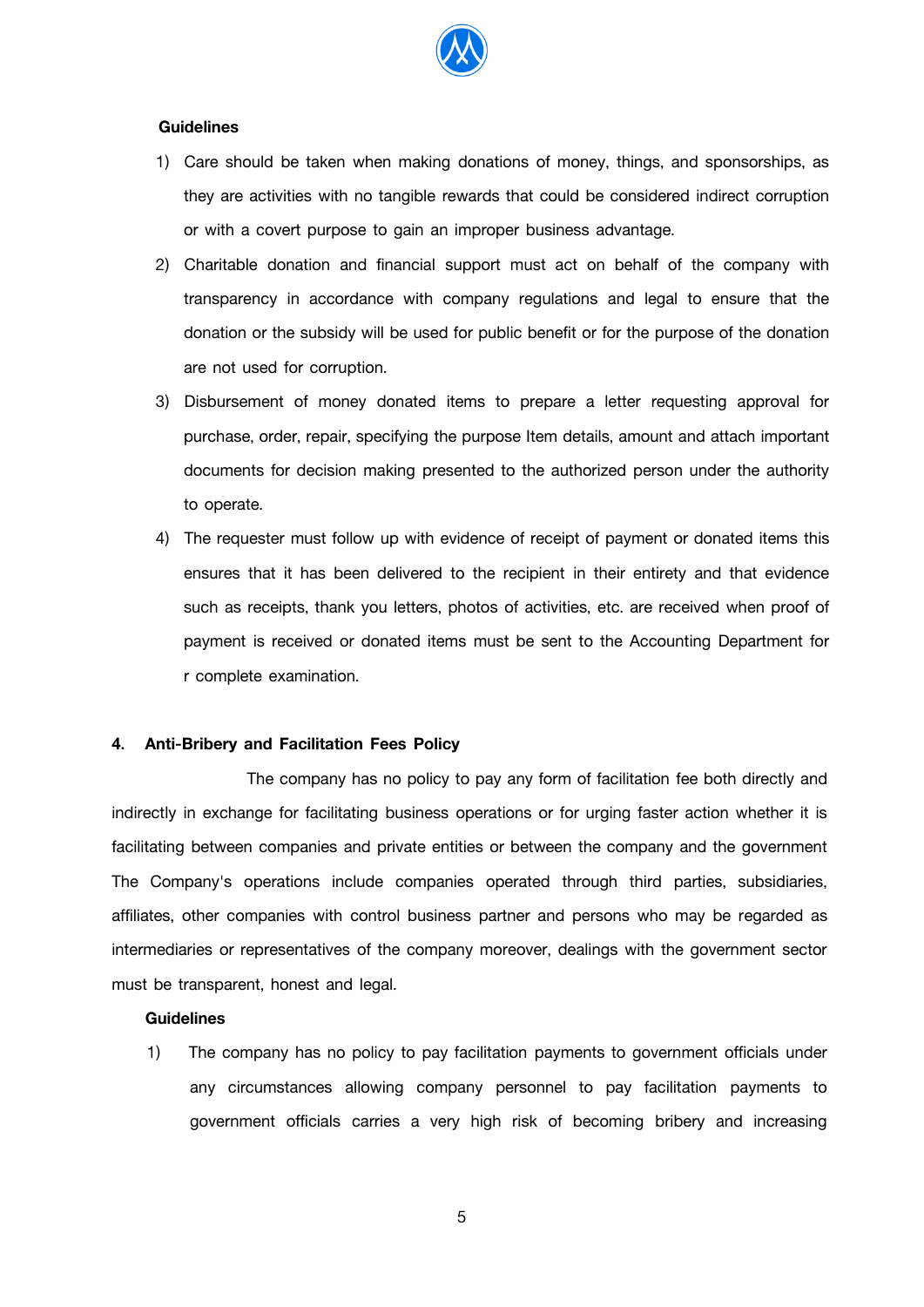**Guidelines**

1) Care should be taken when making donations of money, things, and sponsorships, as they are activities with no tangible rewards that could be considered indirect corruption or with a covert purpose to gain an improper business advantage.
2) Charitable donation and financial support must act on behalf of the company with transparency in accordance with company regulations and legal to ensure that the donation or the subsidy will be used for public benefit or for the purpose of the donation are not used for corruption.
3) Disbursement of money donated items to prepare a letter requesting approval for purchase, order, repair, specifying the purpose Item details, amount and attach important documents for decision making presented to the authorized person under the authority to operate.
4) The requester must follow up with evidence of receipt of payment or donated items this ensures that it has been delivered to the recipient in their entirety and that evidence such as receipts, thank you letters, photos of activities, etc. are received when proof of payment is received or donated items must be sent to the Accounting Department for r complete examination.

## 4. Anti-Bribery and Facilitation Fees Policy

The company has no policy to pay any form of facilitation fee both directly and indirectly in exchange for facilitating business operations or for urging faster action whether it is facilitating between companies and private entities or between the company and the government The Company's operations include companies operated through third parties, subsidiaries, affiliates, other companies with control business partner and persons who may be regarded as intermediaries or representatives of the company moreover, dealings with the government sector must be transparent, honest and legal.

**Guidelines**

1) The company has no policy to pay facilitation payments to government officials under any circumstances allowing company personnel to pay facilitation payments to government officials carries a very high risk of becoming bribery and increasing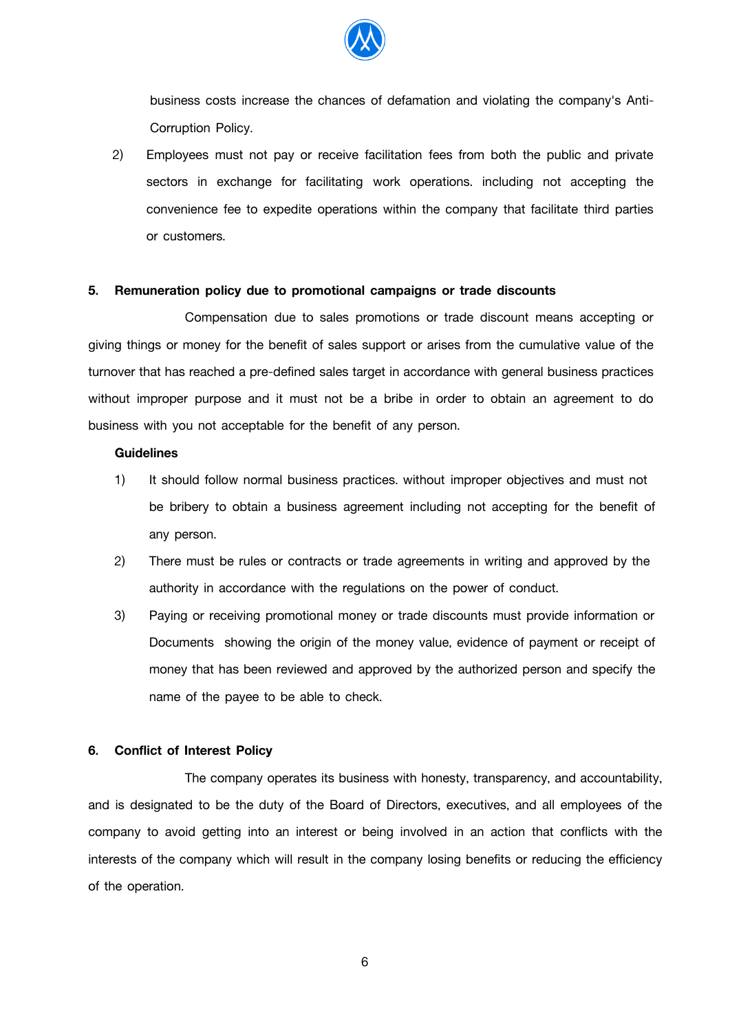business costs increase the chances of defamation and violating the company's Anti-Corruption Policy.

2) Employees must not pay or receive facilitation fees from both the public and private sectors in exchange for facilitating work operations. including not accepting the convenience fee to expedite operations within the company that facilitate third parties or customers.

## 5. Remuneration policy due to promotional campaigns or trade discounts

Compensation due to sales promotions or trade discount means accepting or giving things or money for the benefit of sales support or arises from the cumulative value of the turnover that has reached a pre-defined sales target in accordance with general business practices without improper purpose and it must not be a bribe in order to obtain an agreement to do business with you not acceptable for the benefit of any person.

**Guidelines**

1) It should follow normal business practices. without improper objectives and must not be bribery to obtain a business agreement including not accepting for the benefit of any person.
2) There must be rules or contracts or trade agreements in writing and approved by the authority in accordance with the regulations on the power of conduct.
3) Paying or receiving promotional money or trade discounts must provide information or Documents showing the origin of the money value, evidence of payment or receipt of money that has been reviewed and approved by the authorized person and specify the name of the payee to be able to check.

## 6. Conflict of Interest Policy

The company operates its business with honesty, transparency, and accountability, and is designated to be the duty of the Board of Directors, executives, and all employees of the company to avoid getting into an interest or being involved in an action that conflicts with the interests of the company which will result in the company losing benefits or reducing the efficiency of the operation.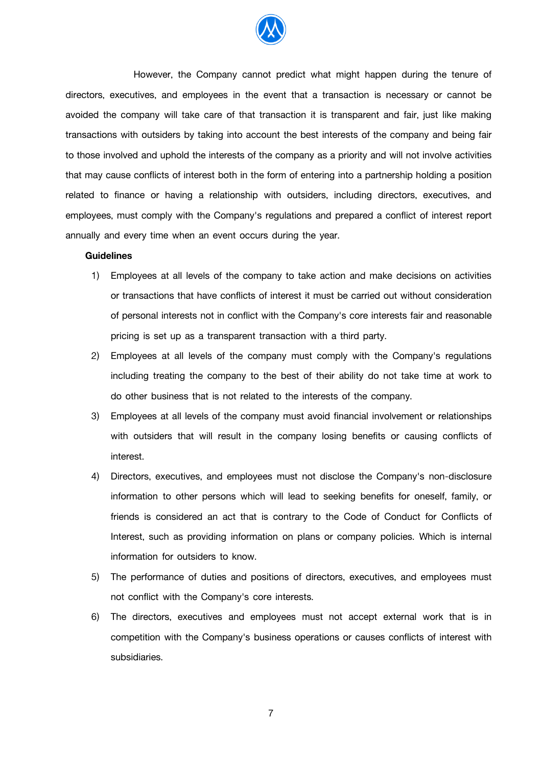However, the Company cannot predict what might happen during the tenure of directors, executives, and employees in the event that a transaction is necessary or cannot be avoided the company will take care of that transaction it is transparent and fair, just like making transactions with outsiders by taking into account the best interests of the company and being fair to those involved and uphold the interests of the company as a priority and will not involve activities that may cause conflicts of interest both in the form of entering into a partnership holding a position related to finance or having a relationship with outsiders, including directors, executives, and employees, must comply with the Company's regulations and prepared a conflict of interest report annually and every time when an event occurs during the year.

**Guidelines**

1) Employees at all levels of the company to take action and make decisions on activities or transactions that have conflicts of interest it must be carried out without consideration of personal interests not in conflict with the Company's core interests fair and reasonable pricing is set up as a transparent transaction with a third party.
2) Employees at all levels of the company must comply with the Company's regulations including treating the company to the best of their ability do not take time at work to do other business that is not related to the interests of the company.
3) Employees at all levels of the company must avoid financial involvement or relationships with outsiders that will result in the company losing benefits or causing conflicts of interest.
4) Directors, executives, and employees must not disclose the Company's non-disclosure information to other persons which will lead to seeking benefits for oneself, family, or friends is considered an act that is contrary to the Code of Conduct for Conflicts of Interest, such as providing information on plans or company policies. Which is internal information for outsiders to know.
5) The performance of duties and positions of directors, executives, and employees must not conflict with the Company's core interests.
6) The directors, executives and employees must not accept external work that is in competition with the Company's business operations or causes conflicts of interest with subsidiaries.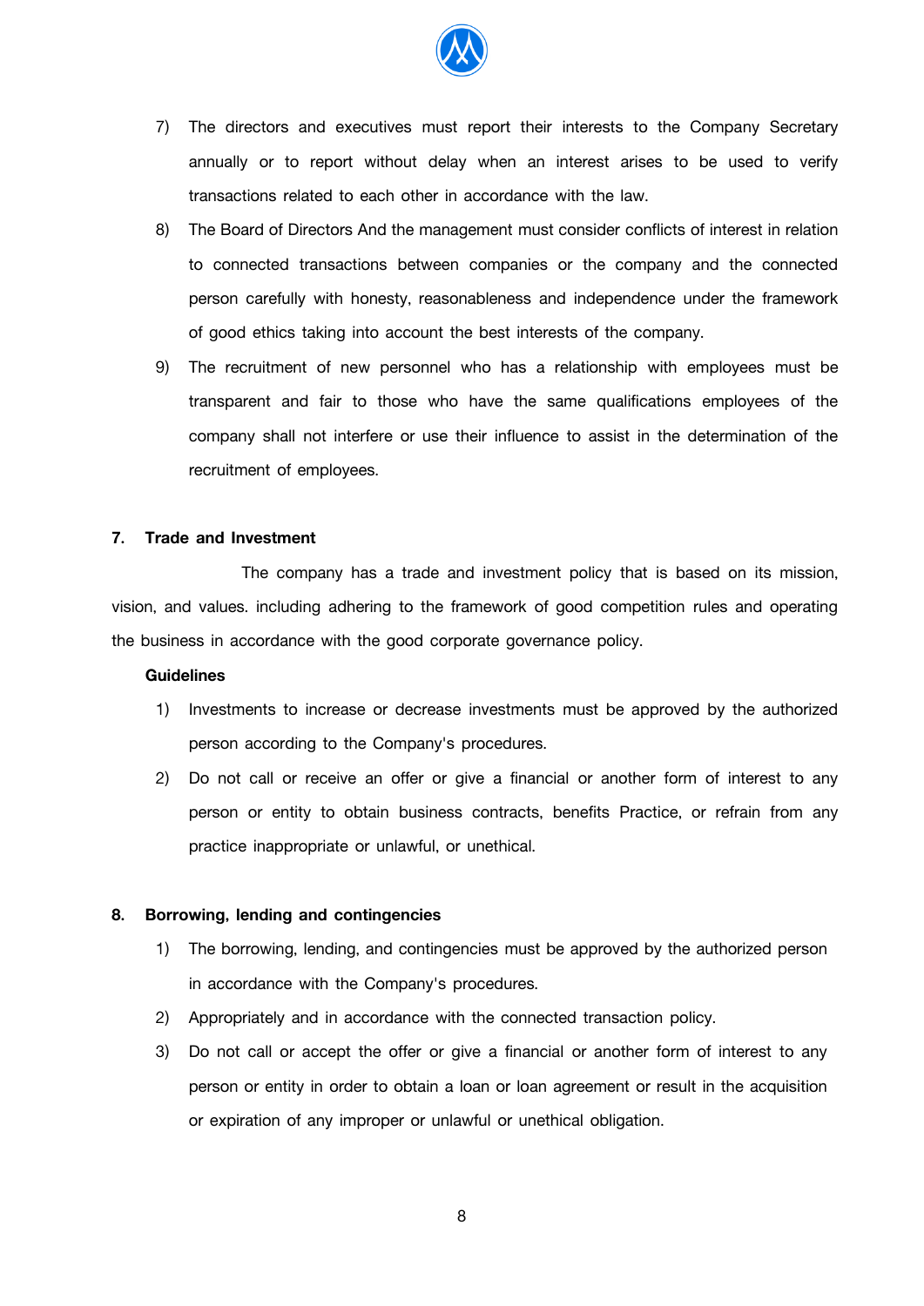7) The directors and executives must report their interests to the Company Secretary annually or to report without delay when an interest arises to be used to verify transactions related to each other in accordance with the law.

8) The Board of Directors And the management must consider conflicts of interest in relation to connected transactions between companies or the company and the connected person carefully with honesty, reasonableness and independence under the framework of good ethics taking into account the best interests of the company.

9) The recruitment of new personnel who has a relationship with employees must be transparent and fair to those who have the same qualifications employees of the company shall not interfere or use their influence to assist in the determination of the recruitment of employees.

## 7. Trade and Investment

The company has a trade and investment policy that is based on its mission, vision, and values. including adhering to the framework of good competition rules and operating the business in accordance with the good corporate governance policy.

**Guidelines**

1) Investments to increase or decrease investments must be approved by the authorized person according to the Company's procedures.

2) Do not call or receive an offer or give a financial or another form of interest to any person or entity to obtain business contracts, benefits Practice, or refrain from any practice inappropriate or unlawful, or unethical.

## 8. Borrowing, lending and contingencies

1) The borrowing, lending, and contingencies must be approved by the authorized person in accordance with the Company's procedures.

2) Appropriately and in accordance with the connected transaction policy.

3) Do not call or accept the offer or give a financial or another form of interest to any person or entity in order to obtain a loan or loan agreement or result in the acquisition or expiration of any improper or unlawful or unethical obligation.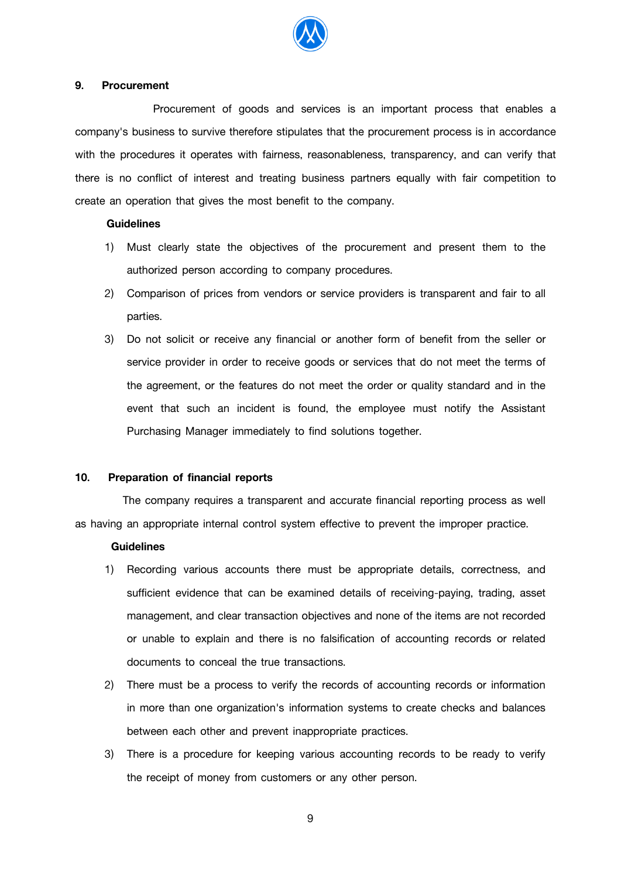## 9. Procurement

Procurement of goods and services is an important process that enables a company's business to survive therefore stipulates that the procurement process is in accordance with the procedures it operates with fairness, reasonableness, transparency, and can verify that there is no conflict of interest and treating business partners equally with fair competition to create an operation that gives the most benefit to the company.

**Guidelines**

1) Must clearly state the objectives of the procurement and present them to the authorized person according to company procedures.
2) Comparison of prices from vendors or service providers is transparent and fair to all parties.
3) Do not solicit or receive any financial or another form of benefit from the seller or service provider in order to receive goods or services that do not meet the terms of the agreement, or the features do not meet the order or quality standard and in the event that such an incident is found, the employee must notify the Assistant Purchasing Manager immediately to find solutions together.

## 10. Preparation of financial reports

The company requires a transparent and accurate financial reporting process as well as having an appropriate internal control system effective to prevent the improper practice.

**Guidelines**

1) Recording various accounts there must be appropriate details, correctness, and sufficient evidence that can be examined details of receiving-paying, trading, asset management, and clear transaction objectives and none of the items are not recorded or unable to explain and there is no falsification of accounting records or related documents to conceal the true transactions.
2) There must be a process to verify the records of accounting records or information in more than one organization's information systems to create checks and balances between each other and prevent inappropriate practices.
3) There is a procedure for keeping various accounting records to be ready to verify the receipt of money from customers or any other person.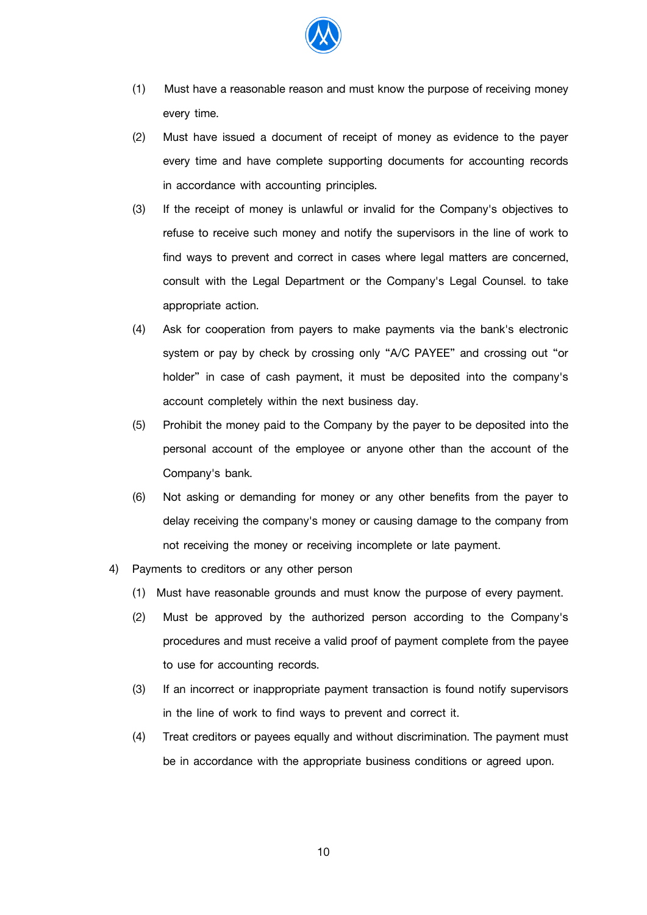(1) Must have a reasonable reason and must know the purpose of receiving money every time.

(2) Must have issued a document of receipt of money as evidence to the payer every time and have complete supporting documents for accounting records in accordance with accounting principles.

(3) If the receipt of money is unlawful or invalid for the Company's objectives to refuse to receive such money and notify the supervisors in the line of work to find ways to prevent and correct in cases where legal matters are concerned, consult with the Legal Department or the Company's Legal Counsel. to take appropriate action.

(4) Ask for cooperation from payers to make payments via the bank's electronic system or pay by check by crossing only “A/C PAYEE” and crossing out “or holder” in case of cash payment, it must be deposited into the company's account completely within the next business day.

(5) Prohibit the money paid to the Company by the payer to be deposited into the personal account of the employee or anyone other than the account of the Company's bank.

(6) Not asking or demanding for money or any other benefits from the payer to delay receiving the company's money or causing damage to the company from not receiving the money or receiving incomplete or late payment.

4) Payments to creditors or any other person

(1) Must have reasonable grounds and must know the purpose of every payment.

(2) Must be approved by the authorized person according to the Company's procedures and must receive a valid proof of payment complete from the payee to use for accounting records.

(3) If an incorrect or inappropriate payment transaction is found notify supervisors in the line of work to find ways to prevent and correct it.

(4) Treat creditors or payees equally and without discrimination. The payment must be in accordance with the appropriate business conditions or agreed upon.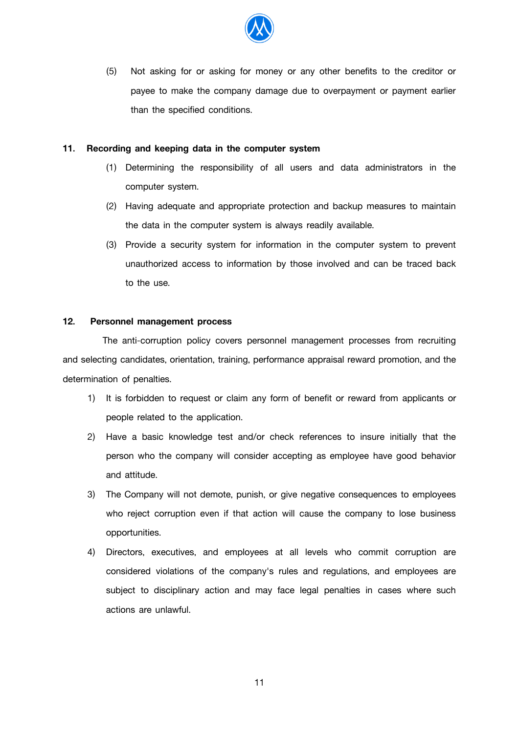(5) Not asking for or asking for money or any other benefits to the creditor or payee to make the company damage due to overpayment or payment earlier than the specified conditions.

**11. Recording and keeping data in the computer system**

(1) Determining the responsibility of all users and data administrators in the computer system.

(2) Having adequate and appropriate protection and backup measures to maintain the data in the computer system is always readily available.

(3) Provide a security system for information in the computer system to prevent unauthorized access to information by those involved and can be traced back to the use.

**12. Personnel management process**

The anti-corruption policy covers personnel management processes from recruiting and selecting candidates, orientation, training, performance appraisal reward promotion, and the determination of penalties.

1) It is forbidden to request or claim any form of benefit or reward from applicants or people related to the application.

2) Have a basic knowledge test and/or check references to insure initially that the person who the company will consider accepting as employee have good behavior and attitude.

3) The Company will not demote, punish, or give negative consequences to employees who reject corruption even if that action will cause the company to lose business opportunities.

4) Directors, executives, and employees at all levels who commit corruption are considered violations of the company's rules and regulations, and employees are subject to disciplinary action and may face legal penalties in cases where such actions are unlawful.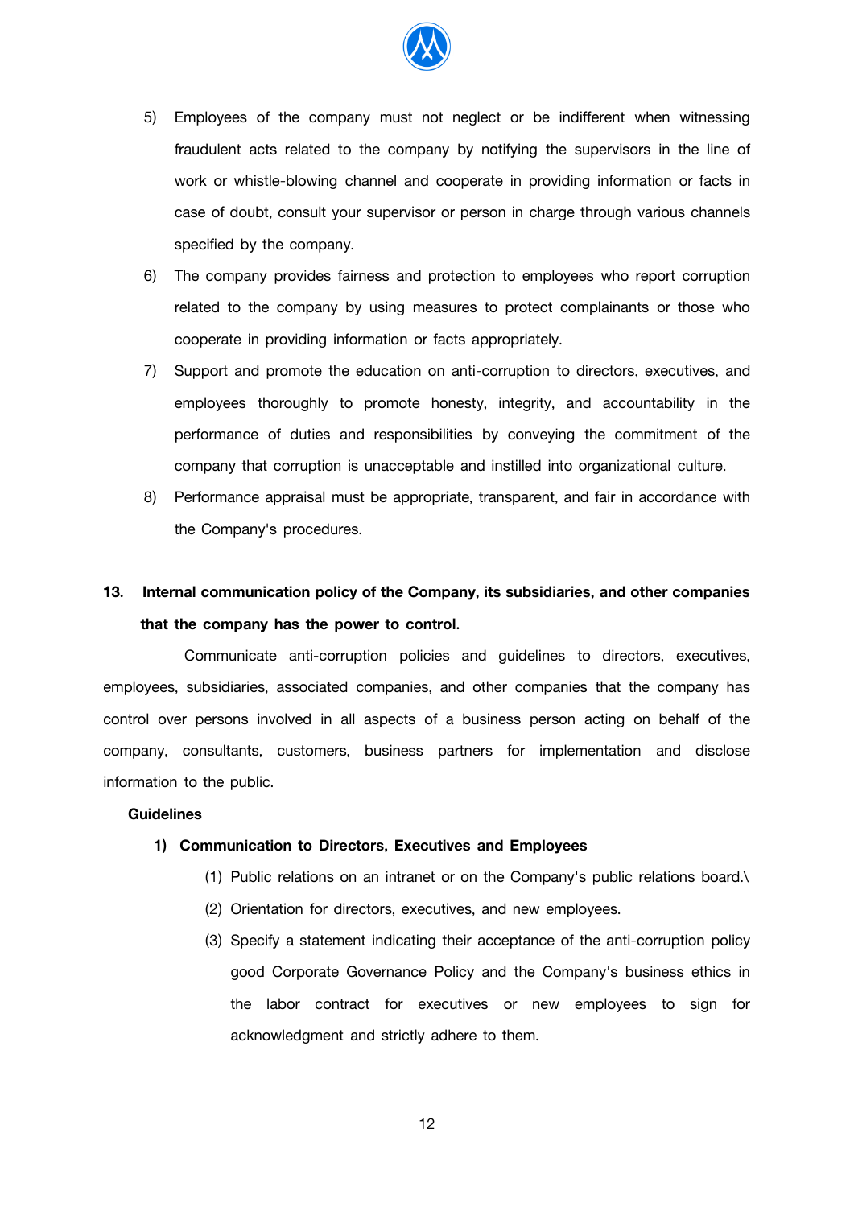5) Employees of the company must not neglect or be indifferent when witnessing fraudulent acts related to the company by notifying the supervisors in the line of work or whistle-blowing channel and cooperate in providing information or facts in case of doubt, consult your supervisor or person in charge through various channels specified by the company.
6) The company provides fairness and protection to employees who report corruption related to the company by using measures to protect complainants or those who cooperate in providing information or facts appropriately.
7) Support and promote the education on anti-corruption to directors, executives, and employees thoroughly to promote honesty, integrity, and accountability in the performance of duties and responsibilities by conveying the commitment of the company that corruption is unacceptable and instilled into organizational culture.
8) Performance appraisal must be appropriate, transparent, and fair in accordance with the Company's procedures.

## 13. Internal communication policy of the Company, its subsidiaries, and other companies that the company has the power to control.

Communicate anti-corruption policies and guidelines to directors, executives, employees, subsidiaries, associated companies, and other companies that the company has control over persons involved in all aspects of a business person acting on behalf of the company, consultants, customers, business partners for implementation and disclose information to the public.

**Guidelines**

**1) Communication to Directors, Executives and Employees**

(1) Public relations on an intranet or on the Company's public relations board.\

(2) Orientation for directors, executives, and new employees.

(3) Specify a statement indicating their acceptance of the anti-corruption policy good Corporate Governance Policy and the Company's business ethics in the labor contract for executives or new employees to sign for acknowledgment and strictly adhere to them.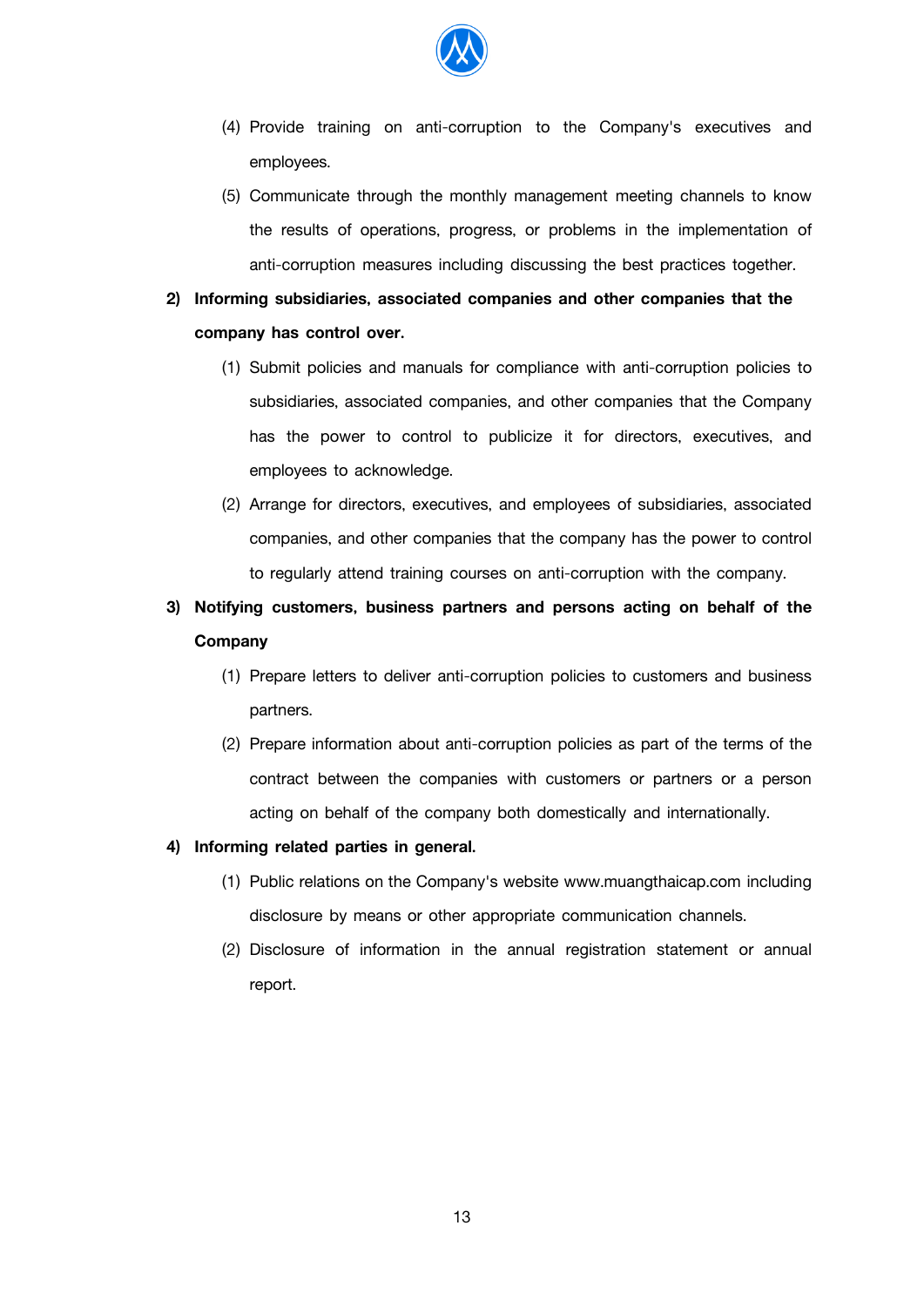(4) Provide training on anti-corruption to the Company's executives and employees.

(5) Communicate through the monthly management meeting channels to know the results of operations, progress, or problems in the implementation of anti-corruption measures including discussing the best practices together.

**2) Informing subsidiaries, associated companies and other companies that the company has control over.**

(1) Submit policies and manuals for compliance with anti-corruption policies to subsidiaries, associated companies, and other companies that the Company has the power to control to publicize it for directors, executives, and employees to acknowledge.

(2) Arrange for directors, executives, and employees of subsidiaries, associated companies, and other companies that the company has the power to control to regularly attend training courses on anti-corruption with the company.

**3) Notifying customers, business partners and persons acting on behalf of the Company**

(1) Prepare letters to deliver anti-corruption policies to customers and business partners.

(2) Prepare information about anti-corruption policies as part of the terms of the contract between the companies with customers or partners or a person acting on behalf of the company both domestically and internationally.

**4) Informing related parties in general.**

(1) Public relations on the Company's website www.muangthaicap.com including disclosure by means or other appropriate communication channels.

(2) Disclosure of information in the annual registration statement or annual report.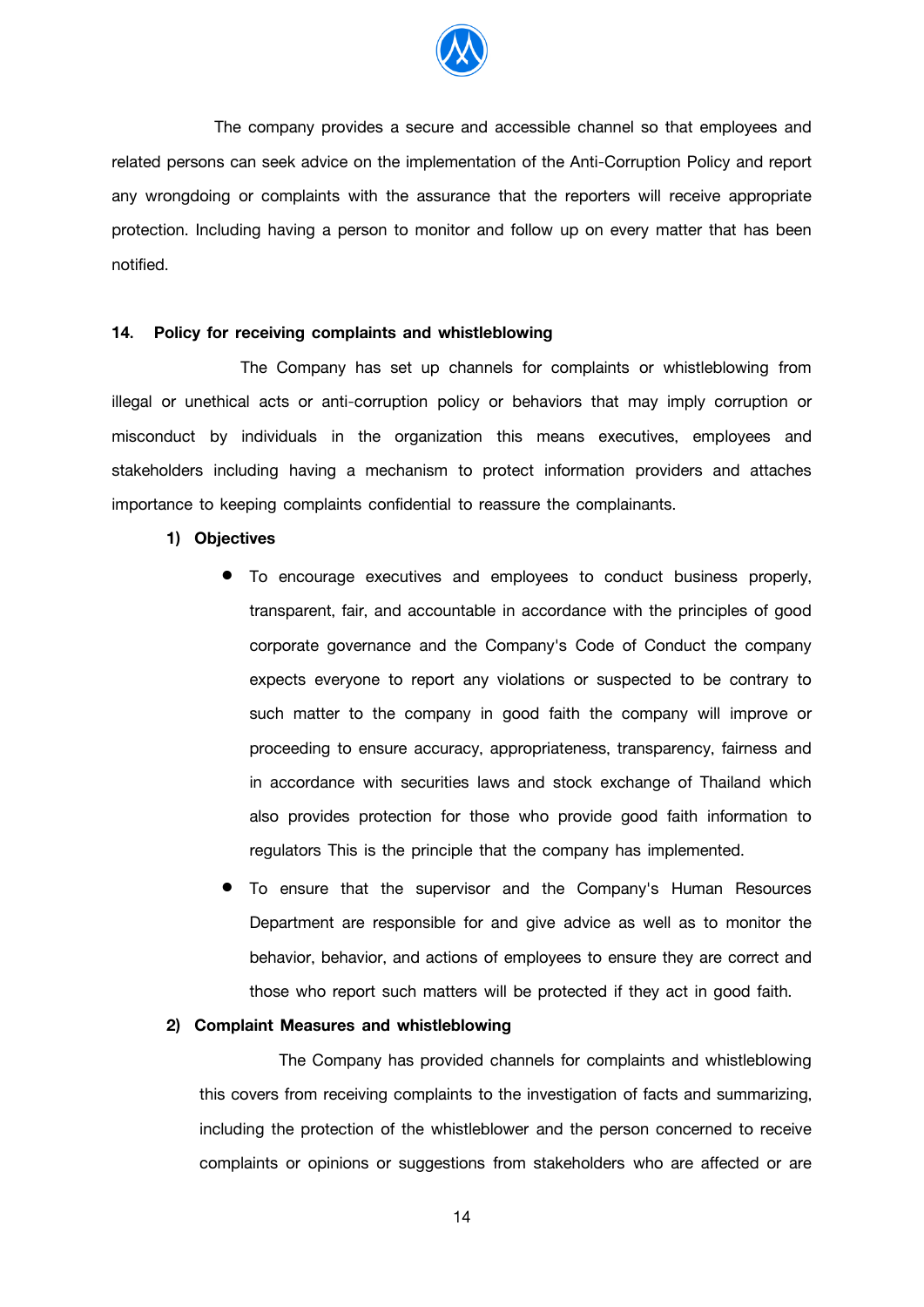The company provides a secure and accessible channel so that employees and related persons can seek advice on the implementation of the Anti-Corruption Policy and report any wrongdoing or complaints with the assurance that the reporters will receive appropriate protection. Including having a person to monitor and follow up on every matter that has been notified.

**14. Policy for receiving complaints and whistleblowing**

The Company has set up channels for complaints or whistleblowing from illegal or unethical acts or anti-corruption policy or behaviors that may imply corruption or misconduct by individuals in the organization this means executives, employees and stakeholders including having a mechanism to protect information providers and attaches importance to keeping complaints confidential to reassure the complainants.

**1) Objectives**

- To encourage executives and employees to conduct business properly, transparent, fair, and accountable in accordance with the principles of good corporate governance and the Company's Code of Conduct the company expects everyone to report any violations or suspected to be contrary to such matter to the company in good faith the company will improve or proceeding to ensure accuracy, appropriateness, transparency, fairness and in accordance with securities laws and stock exchange of Thailand which also provides protection for those who provide good faith information to regulators This is the principle that the company has implemented.
- To ensure that the supervisor and the Company's Human Resources Department are responsible for and give advice as well as to monitor the behavior, behavior, and actions of employees to ensure they are correct and those who report such matters will be protected if they act in good faith.

**2) Complaint Measures and whistleblowing**

The Company has provided channels for complaints and whistleblowing this covers from receiving complaints to the investigation of facts and summarizing, including the protection of the whistleblower and the person concerned to receive complaints or opinions or suggestions from stakeholders who are affected or are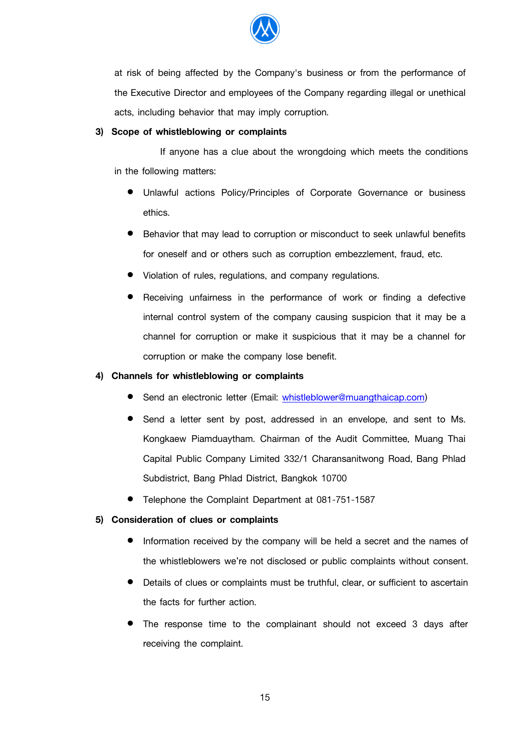at risk of being affected by the Company's business or from the performance of the Executive Director and employees of the Company regarding illegal or unethical acts, including behavior that may imply corruption.

**3) Scope of whistleblowing or complaints**

If anyone has a clue about the wrongdoing which meets the conditions in the following matters:

- Unlawful actions Policy/Principles of Corporate Governance or business ethics.
- Behavior that may lead to corruption or misconduct to seek unlawful benefits for oneself and or others such as corruption embezzlement, fraud, etc.
- Violation of rules, regulations, and company regulations.
- Receiving unfairness in the performance of work or finding a defective internal control system of the company causing suspicion that it may be a channel for corruption or make it suspicious that it may be a channel for corruption or make the company lose benefit.

**4) Channels for whistleblowing or complaints**

- Send an electronic letter (Email: whistleblower@muangthaicap.com)
- Send a letter sent by post, addressed in an envelope, and sent to Ms. Kongkaew Piamduaytham. Chairman of the Audit Committee, Muang Thai Capital Public Company Limited 332/1 Charansanitwong Road, Bang Phlad Subdistrict, Bang Phlad District, Bangkok 10700
- Telephone the Complaint Department at 081-751-1587

**5) Consideration of clues or complaints**

- Information received by the company will be held a secret and the names of the whistleblowers we're not disclosed or public complaints without consent.
- Details of clues or complaints must be truthful, clear, or sufficient to ascertain the facts for further action.
- The response time to the complainant should not exceed 3 days after receiving the complaint.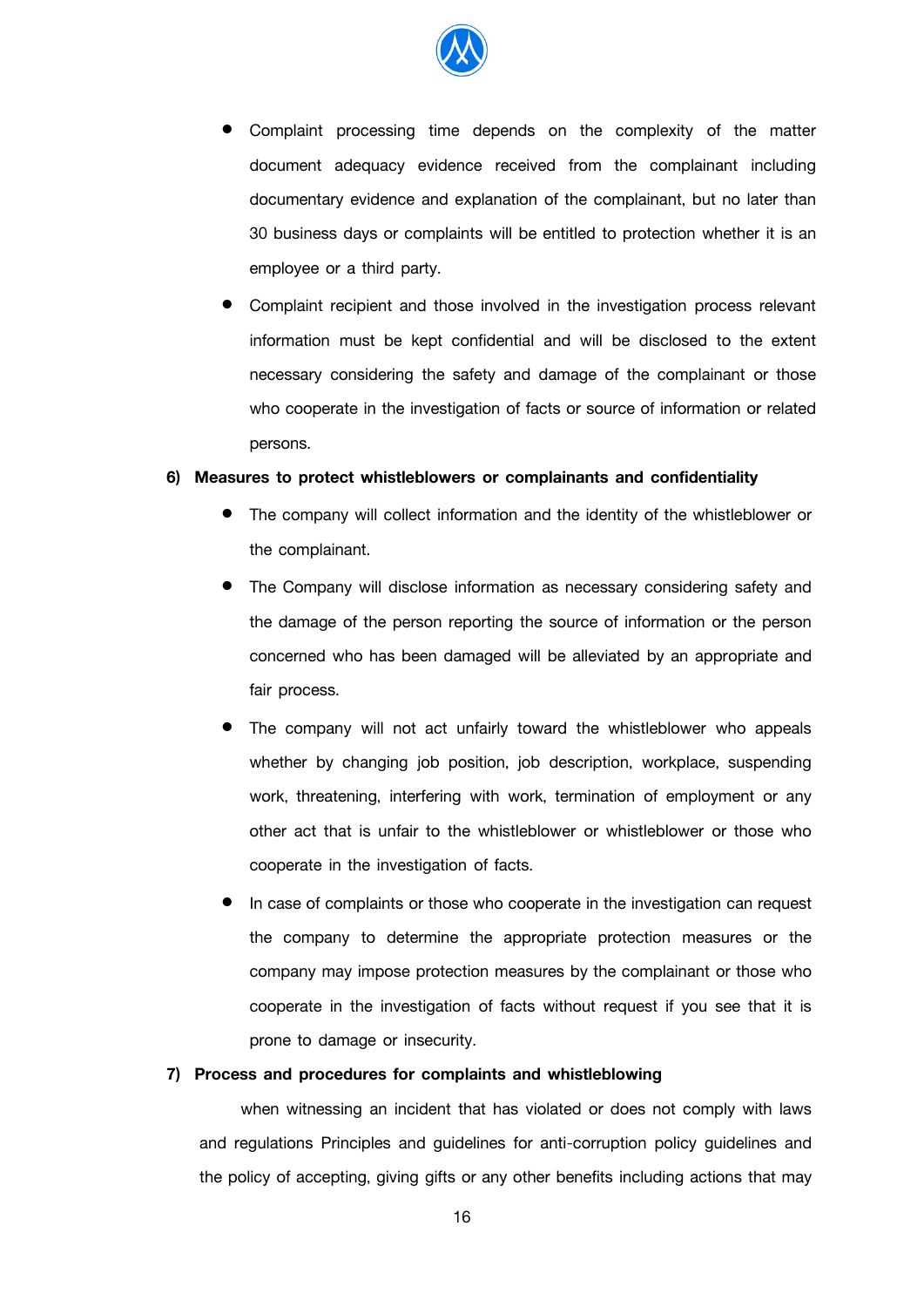- Complaint processing time depends on the complexity of the matter document adequacy evidence received from the complainant including documentary evidence and explanation of the complainant, but no later than 30 business days or complaints will be entitled to protection whether it is an employee or a third party.
- Complaint recipient and those involved in the investigation process relevant information must be kept confidential and will be disclosed to the extent necessary considering the safety and damage of the complainant or those who cooperate in the investigation of facts or source of information or related persons.

**6) Measures to protect whistleblowers or complainants and confidentiality**

- The company will collect information and the identity of the whistleblower or the complainant.
- The Company will disclose information as necessary considering safety and the damage of the person reporting the source of information or the person concerned who has been damaged will be alleviated by an appropriate and fair process.
- The company will not act unfairly toward the whistleblower who appeals whether by changing job position, job description, workplace, suspending work, threatening, interfering with work, termination of employment or any other act that is unfair to the whistleblower or whistleblower or those who cooperate in the investigation of facts.
- In case of complaints or those who cooperate in the investigation can request the company to determine the appropriate protection measures or the company may impose protection measures by the complainant or those who cooperate in the investigation of facts without request if you see that it is prone to damage or insecurity.

**7) Process and procedures for complaints and whistleblowing**

when witnessing an incident that has violated or does not comply with laws and regulations Principles and guidelines for anti-corruption policy guidelines and the policy of accepting, giving gifts or any other benefits including actions that may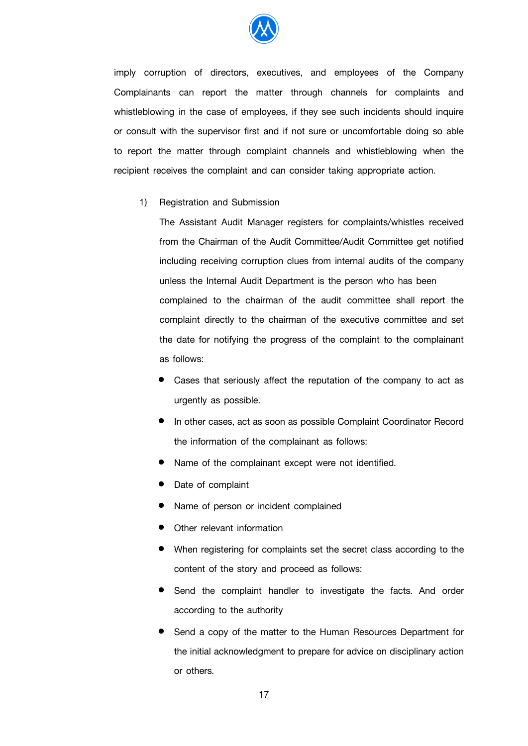imply corruption of directors, executives, and employees of the Company Complainants can report the matter through channels for complaints and whistleblowing in the case of employees, if they see such incidents should inquire or consult with the supervisor first and if not sure or uncomfortable doing so able to report the matter through complaint channels and whistleblowing when the recipient receives the complaint and can consider taking appropriate action.

1) Registration and Submission

   The Assistant Audit Manager registers for complaints/whistles received from the Chairman of the Audit Committee/Audit Committee get notified including receiving corruption clues from internal audits of the company unless the Internal Audit Department is the person who has been complained to the chairman of the audit committee shall report the complaint directly to the chairman of the executive committee and set the date for notifying the progress of the complaint to the complainant as follows:

   - Cases that seriously affect the reputation of the company to act as urgently as possible.
   - In other cases, act as soon as possible Complaint Coordinator Record the information of the complainant as follows:
   - Name of the complainant except were not identified.
   - Date of complaint
   - Name of person or incident complained
   - Other relevant information
   - When registering for complaints set the secret class according to the content of the story and proceed as follows:
   - Send the complaint handler to investigate the facts. And order according to the authority
   - Send a copy of the matter to the Human Resources Department for the initial acknowledgment to prepare for advice on disciplinary action or others.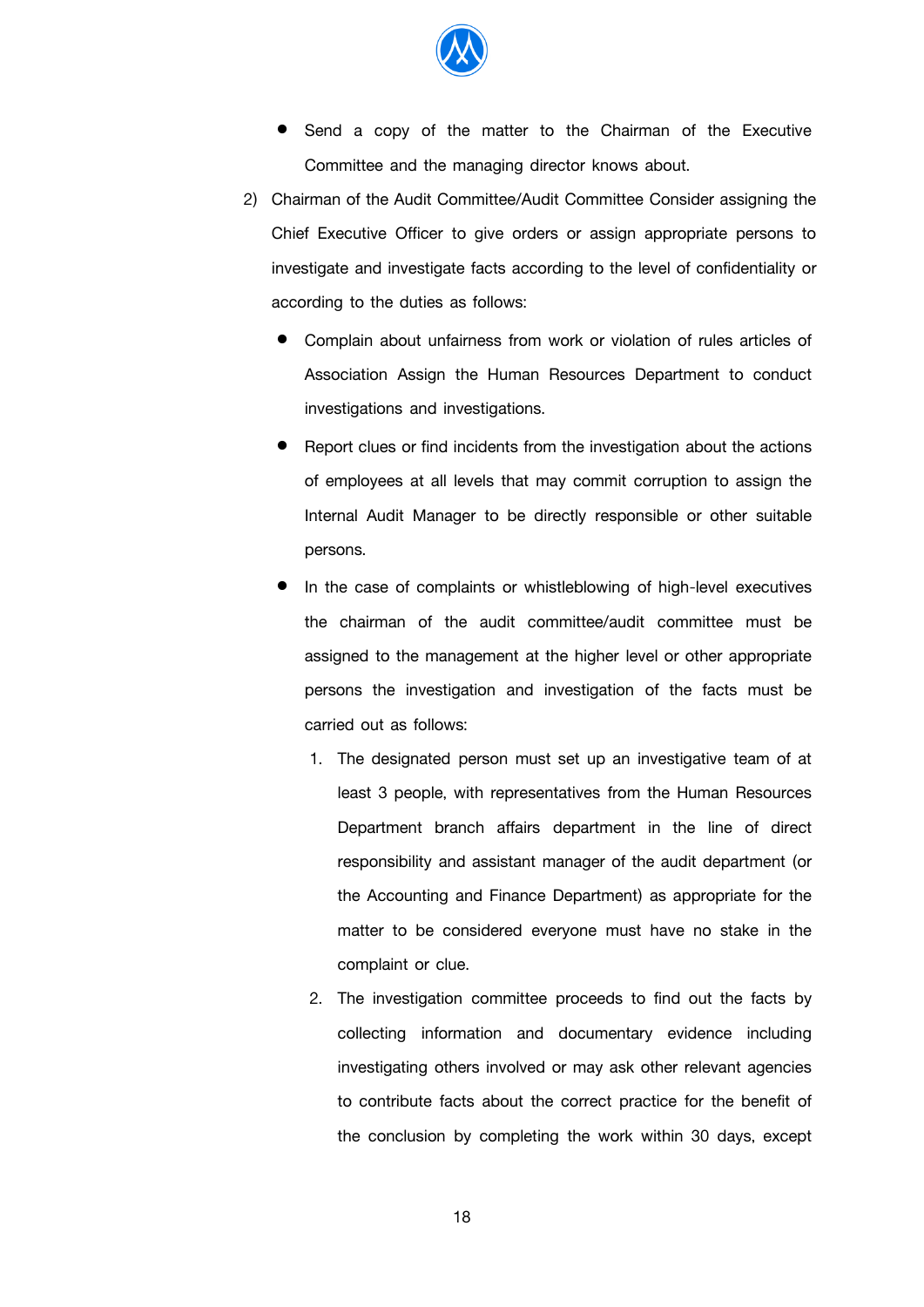- Send a copy of the matter to the Chairman of the Executive Committee and the managing director knows about.

2) Chairman of the Audit Committee/Audit Committee Consider assigning the Chief Executive Officer to give orders or assign appropriate persons to investigate and investigate facts according to the level of confidentiality or according to the duties as follows:

   - Complain about unfairness from work or violation of rules articles of Association Assign the Human Resources Department to conduct investigations and investigations.
   - Report clues or find incidents from the investigation about the actions of employees at all levels that may commit corruption to assign the Internal Audit Manager to be directly responsible or other suitable persons.
   - In the case of complaints or whistleblowing of high-level executives the chairman of the audit committee/audit committee must be assigned to the management at the higher level or other appropriate persons the investigation and investigation of the facts must be carried out as follows:

     1. The designated person must set up an investigative team of at least 3 people, with representatives from the Human Resources Department branch affairs department in the line of direct responsibility and assistant manager of the audit department (or the Accounting and Finance Department) as appropriate for the matter to be considered everyone must have no stake in the complaint or clue.
     2. The investigation committee proceeds to find out the facts by collecting information and documentary evidence including investigating others involved or may ask other relevant agencies to contribute facts about the correct practice for the benefit of the conclusion by completing the work within 30 days, except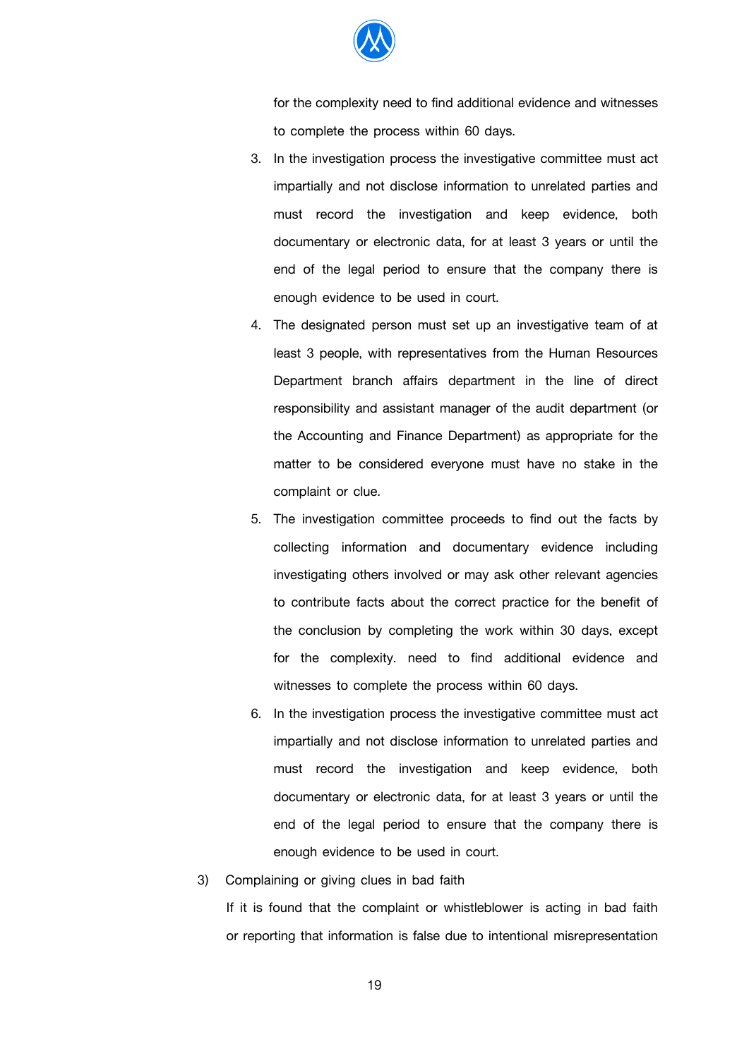for the complexity need to find additional evidence and witnesses to complete the process within 60 days.

3. In the investigation process the investigative committee must act impartially and not disclose information to unrelated parties and must record the investigation and keep evidence, both documentary or electronic data, for at least 3 years or until the end of the legal period to ensure that the company there is enough evidence to be used in court.
4. The designated person must set up an investigative team of at least 3 people, with representatives from the Human Resources Department branch affairs department in the line of direct responsibility and assistant manager of the audit department (or the Accounting and Finance Department) as appropriate for the matter to be considered everyone must have no stake in the complaint or clue.
5. The investigation committee proceeds to find out the facts by collecting information and documentary evidence including investigating others involved or may ask other relevant agencies to contribute facts about the correct practice for the benefit of the conclusion by completing the work within 30 days, except for the complexity. need to find additional evidence and witnesses to complete the process within 60 days.
6. In the investigation process the investigative committee must act impartially and not disclose information to unrelated parties and must record the investigation and keep evidence, both documentary or electronic data, for at least 3 years or until the end of the legal period to ensure that the company there is enough evidence to be used in court.

3) Complaining or giving clues in bad faith

If it is found that the complaint or whistleblower is acting in bad faith or reporting that information is false due to intentional misrepresentation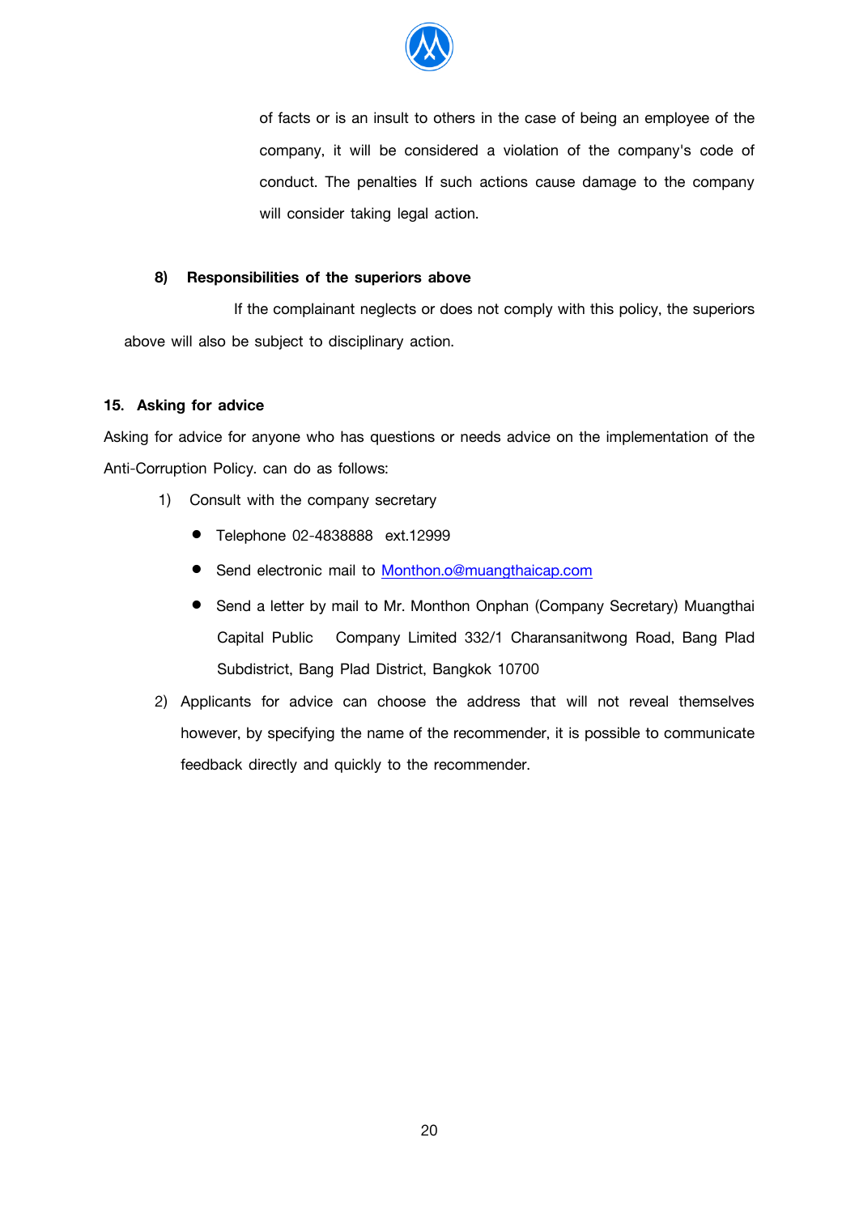of facts or is an insult to others in the case of being an employee of the company, it will be considered a violation of the company's code of conduct. The penalties If such actions cause damage to the company will consider taking legal action.

**8) Responsibilities of the superiors above**

If the complainant neglects or does not comply with this policy, the superiors above will also be subject to disciplinary action.

## 15. Asking for advice

Asking for advice for anyone who has questions or needs advice on the implementation of the Anti-Corruption Policy. can do as follows:

1) Consult with the company secretary
   - Telephone 02-4838888 ext.12999
   - Send electronic mail to Monthon.o@muangthaicap.com
   - Send a letter by mail to Mr. Monthon Onphan (Company Secretary) Muangthai Capital Public Company Limited 332/1 Charansanitwong Road, Bang Plad Subdistrict, Bang Plad District, Bangkok 10700

2) Applicants for advice can choose the address that will not reveal themselves however, by specifying the name of the recommender, it is possible to communicate feedback directly and quickly to the recommender.